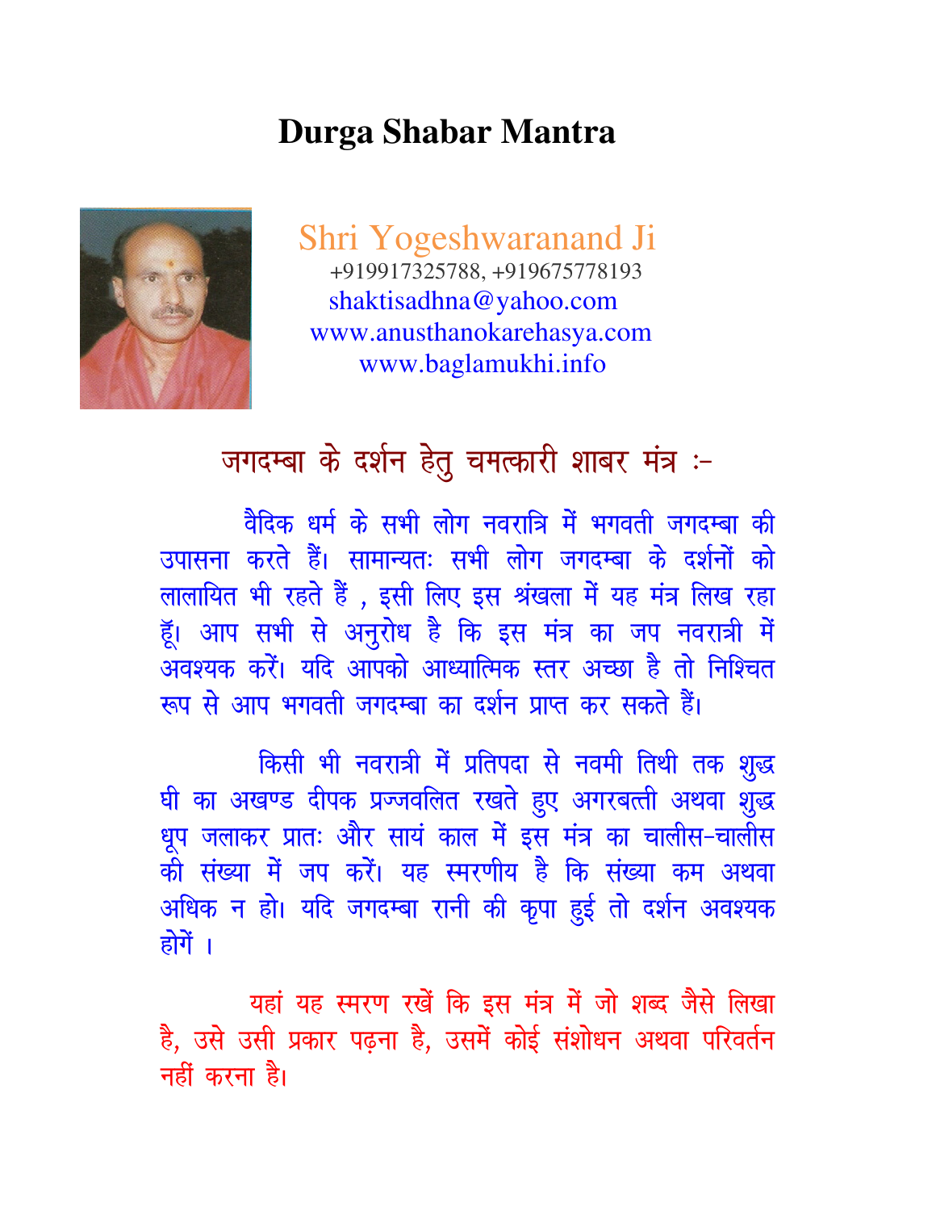# Durga Shabar Mantra

Shri Yogeshwaranand Ji
+919917325788, +919675778193
shaktisadhna@yahoo.com
www.anusthanokarehasya.com
www.baglamukhi.info

## जगदम्बा के दर्शन हेतु चमत्कारी शाबर मंत्र :-

वैदिक धर्म के सभी लोग नवरात्रि में भगवती जगदम्बा की उपासना करते हैं। सामान्यतः सभी लोग जगदम्बा के दर्शनों को लालायित भी रहते हैं , इसी लिए इस श्रृंखला में यह मंत्र लिख रहा हूॅं। आप सभी से अनुरोध है कि इस मंत्र का जप नवरात्री में अवश्यक करें। यदि आपको आध्यात्मिक स्तर अच्छा है तो निश्चित रूप से आप भगवती जगदम्बा का दर्शन प्राप्त कर सकते हैं।

किसी भी नवरात्री में प्रतिपदा से नवमी तिथी तक शुद्ध घी का अखण्ड दीपक प्रज्जवलित रखते हुए अगरबत्ती अथवा शुद्ध धूप जलाकर प्रातः और सायं काल में इस मंत्र का चालीस-चालीस की संख्या में जप करें। यह स्मरणीय है कि संख्या कम अथवा अधिक न हो। यदि जगदम्बा रानी की कृपा हुई तो दर्शन अवश्यक होगें ।

यहां यह स्मरण रखें कि इस मंत्र में जो शब्द जैसे लिखा है, उसे उसी प्रकार पढ़ना है, उसमें कोई संशोधन अथवा परिवर्तन नहीं करना है।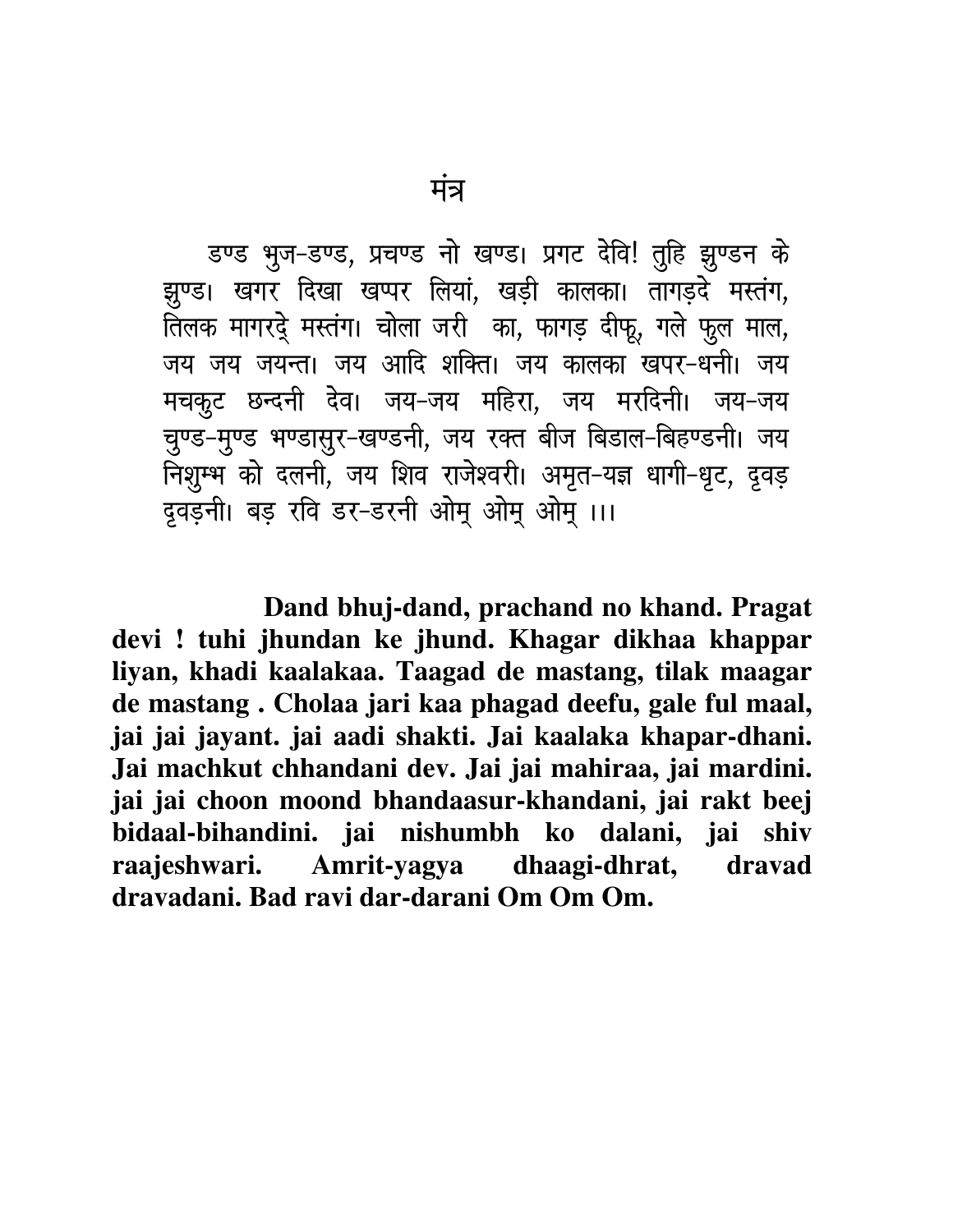# मंत्र

डण्ड भुज-डण्ड, प्रचण्ड नो खण्ड। प्रगट देवि! तुहि झुण्डन के झुण्ड। खगर दिखा खप्पर लियां, खड़ी कालका। तागड़दे मस्तंग, तिलक मागरदे् मस्तंग। चोला जरी का, फागड़ दीफू, गले फुल माल, जय जय जयन्त। जय आदि शक्ति। जय कालका खपर-धनी। जय मचकुट छन्दनी देव। जय-जय महिरा, जय मरदिनी। जय-जय चुण्ड-मुण्ड भण्डासुर-खण्डनी, जय रक्त बीज बिडाल-बिहण्डनी। जय निशुम्भ को दलनी, जय शिव राजेश्वरी। अमृत-यज्ञ धागी-धृट, दृवड़ दृवड़नी। बड़ रवि डर-डरनी ओम् ओम् ओम् ।।।

**Dand bhuj-dand, prachand no khand. Pragat devi ! tuhi jhundan ke jhund. Khagar dikhaa khappar liyan, khadi kaalakaa. Taagad de mastang, tilak maagar de mastang . Cholaa jari kaa phagad deefu, gale ful maal, jai jai jayant. jai aadi shakti. Jai kaalaka khapar-dhani. Jai machkut chhandani dev. Jai jai mahiraa, jai mardini. jai jai choon moond bhandaasur-khandani, jai rakt beej bidaal-bihandini. jai nishumbh ko dalani, jai shiv raajeshwari. Amrit-yagya dhaagi-dhrat, dravad dravadani. Bad ravi dar-darani Om Om Om.**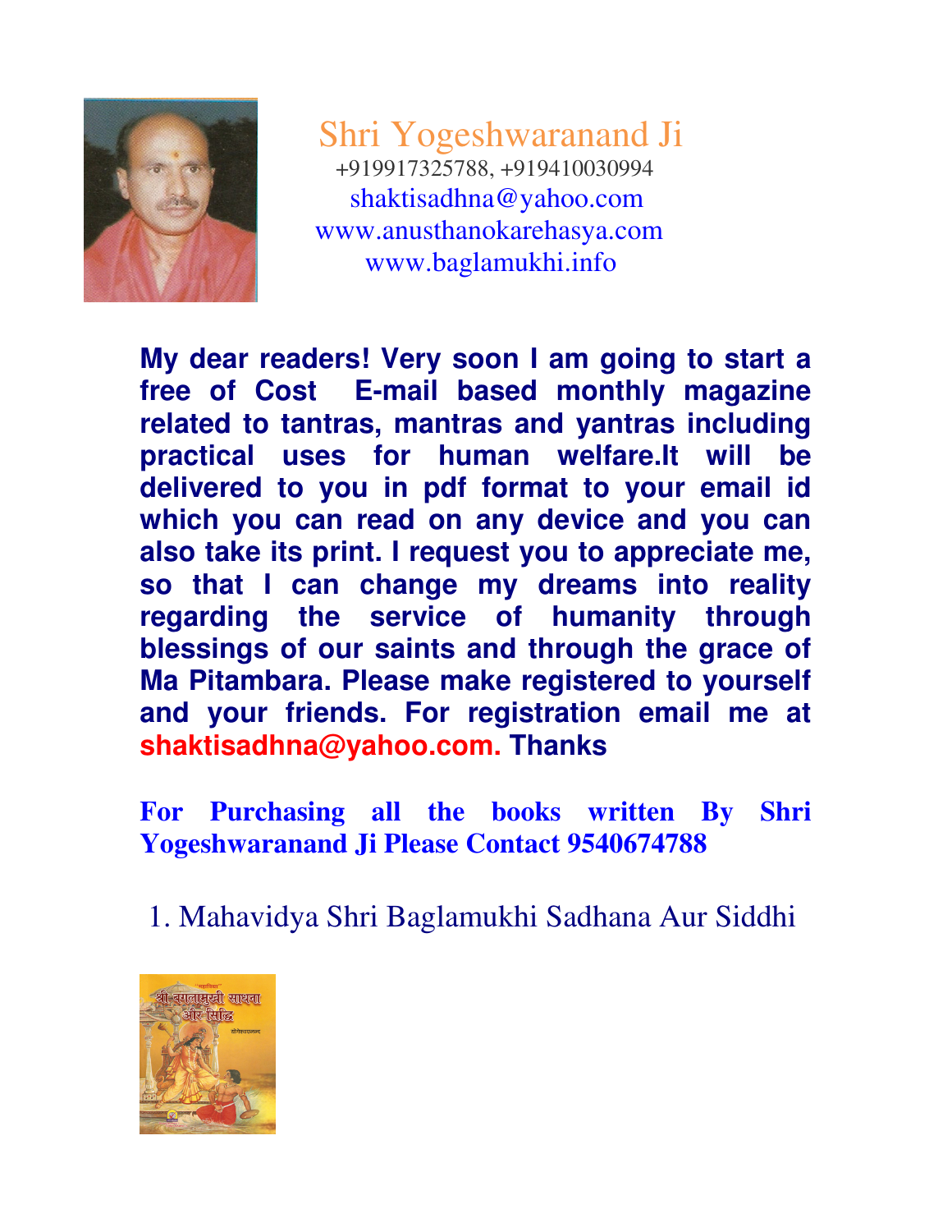## Shri Yogeshwaranand Ji

+919917325788, +919410030994
shaktisadhna@yahoo.com
www.anusthanokarehasya.com
www.baglamukhi.info

**My dear readers! Very soon I am going to start a free of Cost E-mail based monthly magazine related to tantras, mantras and yantras including practical uses for human welfare.It will be delivered to you in pdf format to your email id which you can read on any device and you can also take its print. I request you to appreciate me, so that I can change my dreams into reality regarding the service of humanity through blessings of our saints and through the grace of Ma Pitambara. Please make registered to yourself and your friends. For registration email me at shaktisadhna@yahoo.com. Thanks**

**For Purchasing all the books written By Shri Yogeshwaranand Ji Please Contact 9540674788**

1. Mahavidya Shri Baglamukhi Sadhana Aur Siddhi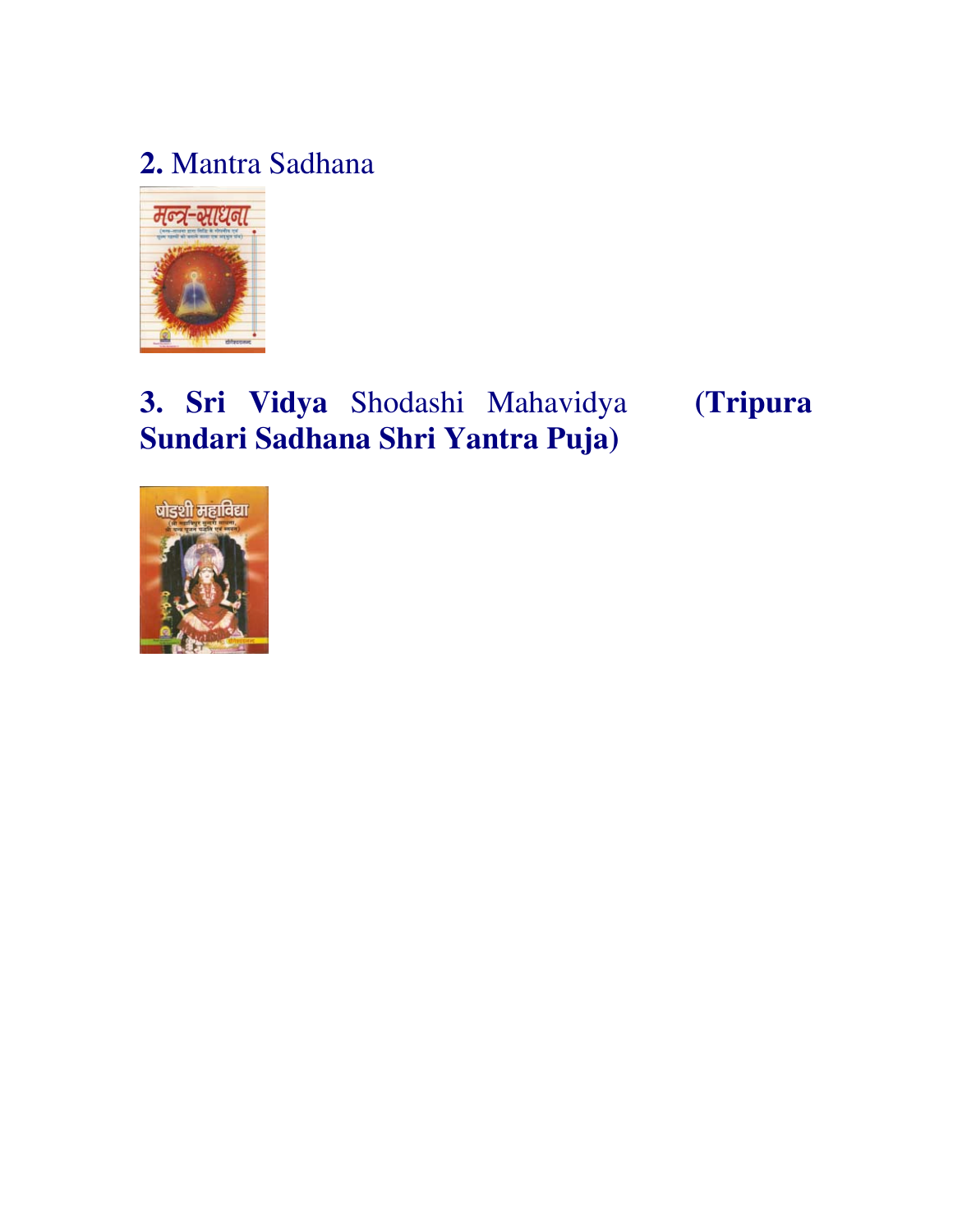**2.** Mantra Sadhana

**3. Sri Vidya** Shodashi Mahavidya **(Tripura Sundari Sadhana Shri Yantra Puja)**